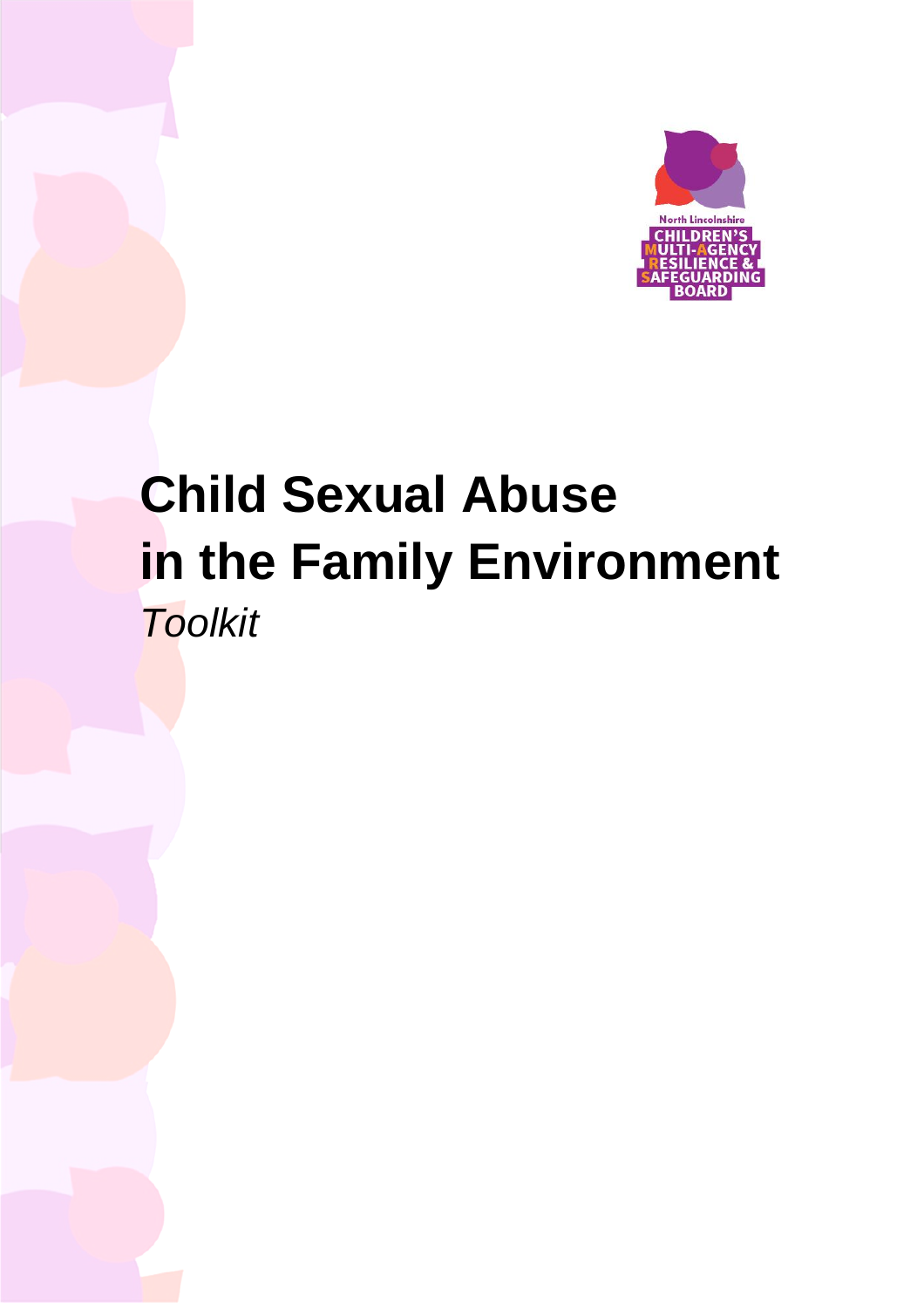North Lincolnshire
CHILDREN'S
MULTI-AGENCY
RESILIENCE &
SAFEGUARDING
BOARD

# Child Sexual Abuse in the Family Environment

*Toolkit*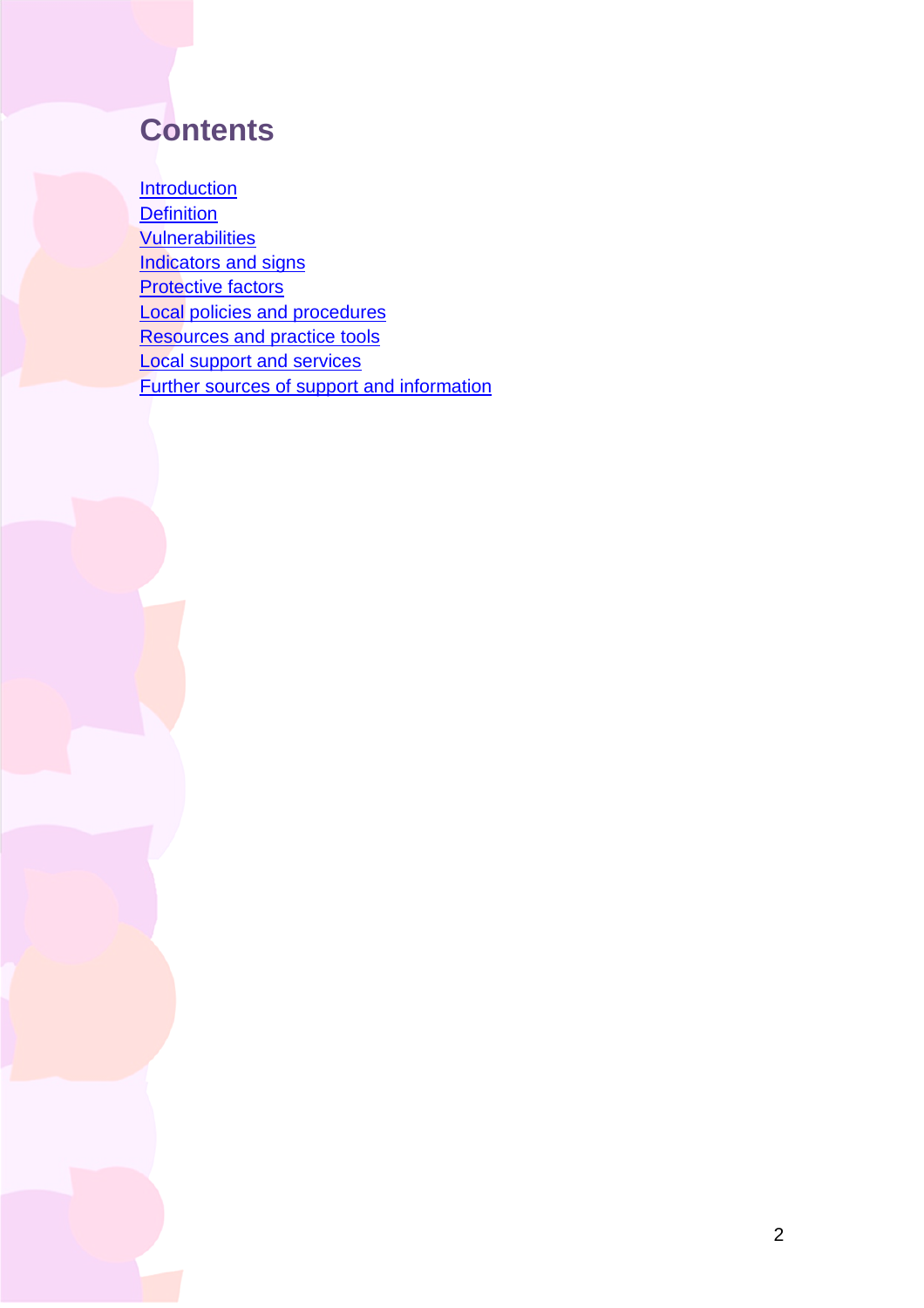# Contents

Introduction
Definition
Vulnerabilities
Indicators and signs
Protective factors
Local policies and procedures
Resources and practice tools
Local support and services
Further sources of support and information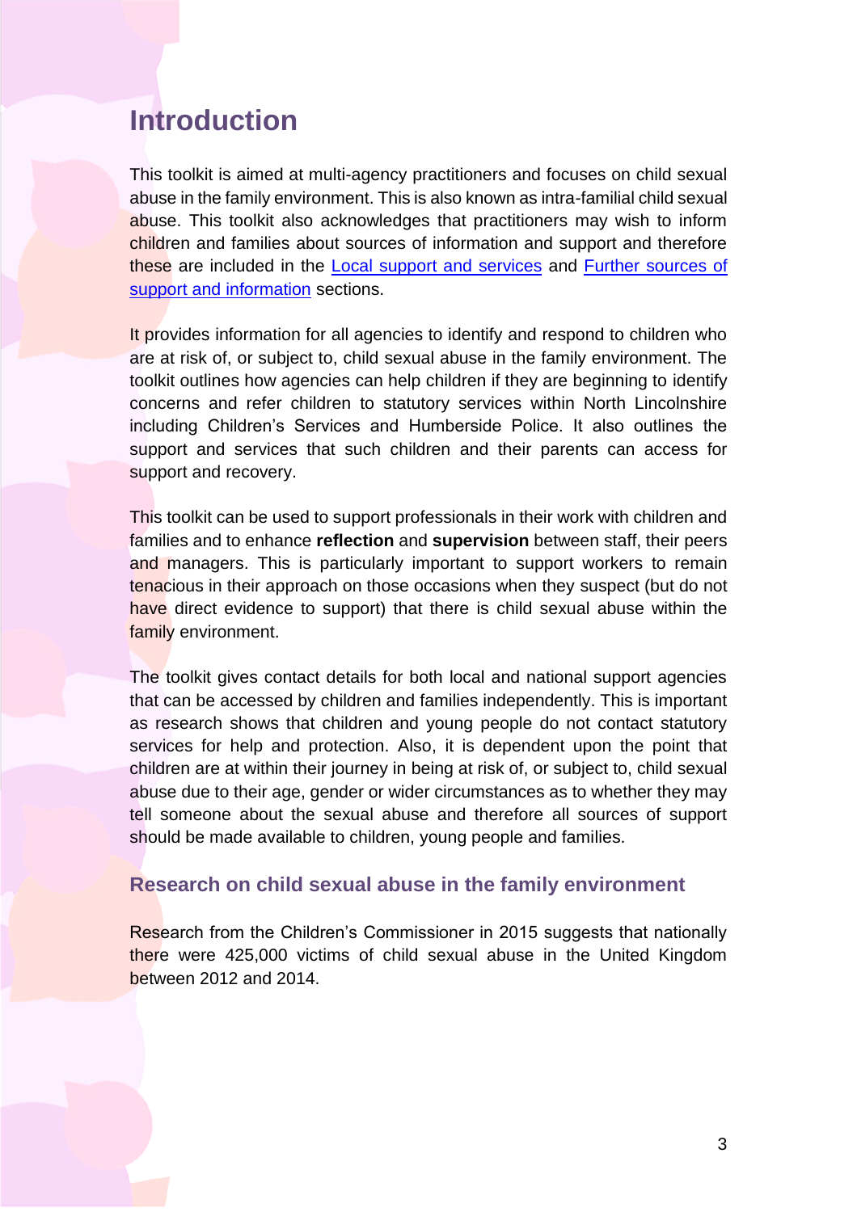# Introduction

This toolkit is aimed at multi-agency practitioners and focuses on child sexual abuse in the family environment. This is also known as intra-familial child sexual abuse. This toolkit also acknowledges that practitioners may wish to inform children and families about sources of information and support and therefore these are included in the Local support and services and Further sources of support and information sections.

It provides information for all agencies to identify and respond to children who are at risk of, or subject to, child sexual abuse in the family environment. The toolkit outlines how agencies can help children if they are beginning to identify concerns and refer children to statutory services within North Lincolnshire including Children's Services and Humberside Police. It also outlines the support and services that such children and their parents can access for support and recovery.

This toolkit can be used to support professionals in their work with children and families and to enhance **reflection** and **supervision** between staff, their peers and managers. This is particularly important to support workers to remain tenacious in their approach on those occasions when they suspect (but do not have direct evidence to support) that there is child sexual abuse within the family environment.

The toolkit gives contact details for both local and national support agencies that can be accessed by children and families independently. This is important as research shows that children and young people do not contact statutory services for help and protection. Also, it is dependent upon the point that children are at within their journey in being at risk of, or subject to, child sexual abuse due to their age, gender or wider circumstances as to whether they may tell someone about the sexual abuse and therefore all sources of support should be made available to children, young people and families.

## Research on child sexual abuse in the family environment

Research from the Children's Commissioner in 2015 suggests that nationally there were 425,000 victims of child sexual abuse in the United Kingdom between 2012 and 2014.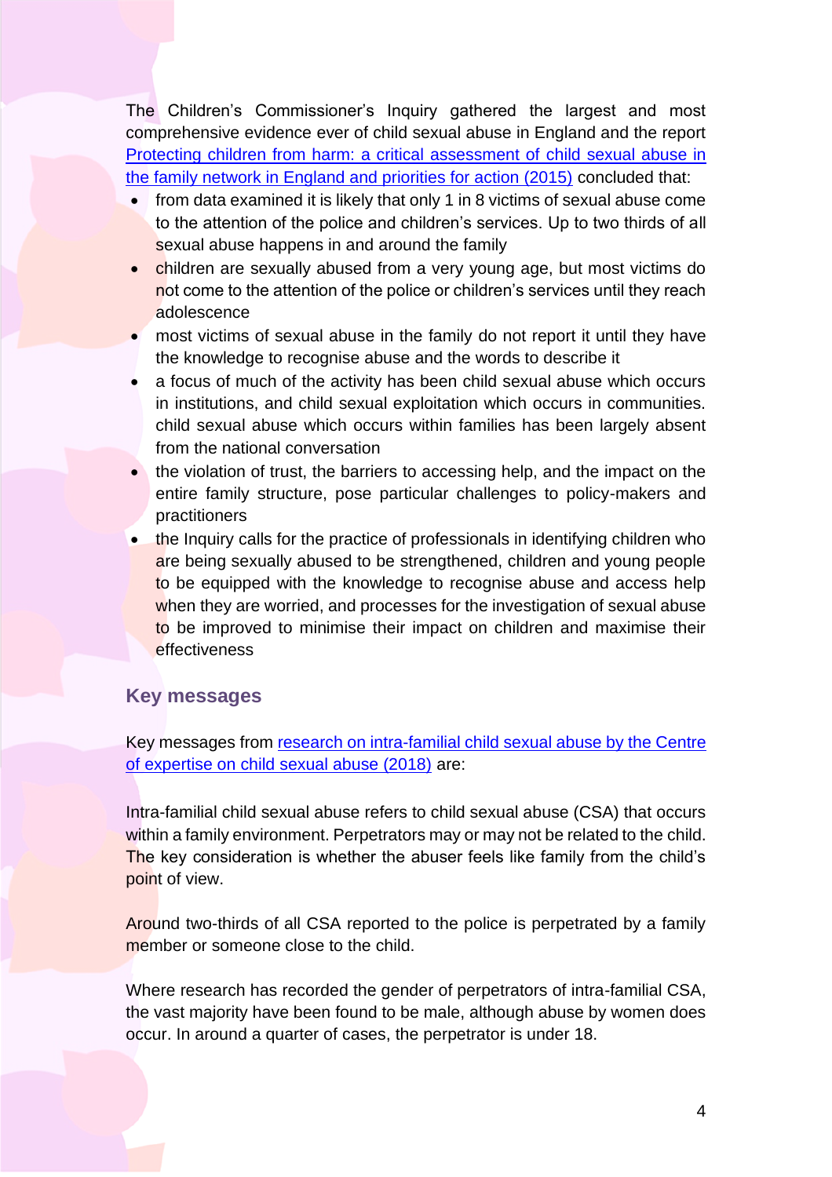The Children's Commissioner's Inquiry gathered the largest and most comprehensive evidence ever of child sexual abuse in England and the report [Protecting children from harm: a critical assessment of child sexual abuse in the family network in England and priorities for action (2015)] concluded that:

- from data examined it is likely that only 1 in 8 victims of sexual abuse come to the attention of the police and children's services. Up to two thirds of all sexual abuse happens in and around the family
- children are sexually abused from a very young age, but most victims do not come to the attention of the police or children's services until they reach adolescence
- most victims of sexual abuse in the family do not report it until they have the knowledge to recognise abuse and the words to describe it
- a focus of much of the activity has been child sexual abuse which occurs in institutions, and child sexual exploitation which occurs in communities. child sexual abuse which occurs within families has been largely absent from the national conversation
- the violation of trust, the barriers to accessing help, and the impact on the entire family structure, pose particular challenges to policy-makers and practitioners
- the Inquiry calls for the practice of professionals in identifying children who are being sexually abused to be strengthened, children and young people to be equipped with the knowledge to recognise abuse and access help when they are worried, and processes for the investigation of sexual abuse to be improved to minimise their impact on children and maximise their effectiveness

## Key messages

Key messages from [research on intra-familial child sexual abuse by the Centre of expertise on child sexual abuse (2018)] are:

Intra-familial child sexual abuse refers to child sexual abuse (CSA) that occurs within a family environment. Perpetrators may or may not be related to the child. The key consideration is whether the abuser feels like family from the child's point of view.

Around two-thirds of all CSA reported to the police is perpetrated by a family member or someone close to the child.

Where research has recorded the gender of perpetrators of intra-familial CSA, the vast majority have been found to be male, although abuse by women does occur. In around a quarter of cases, the perpetrator is under 18.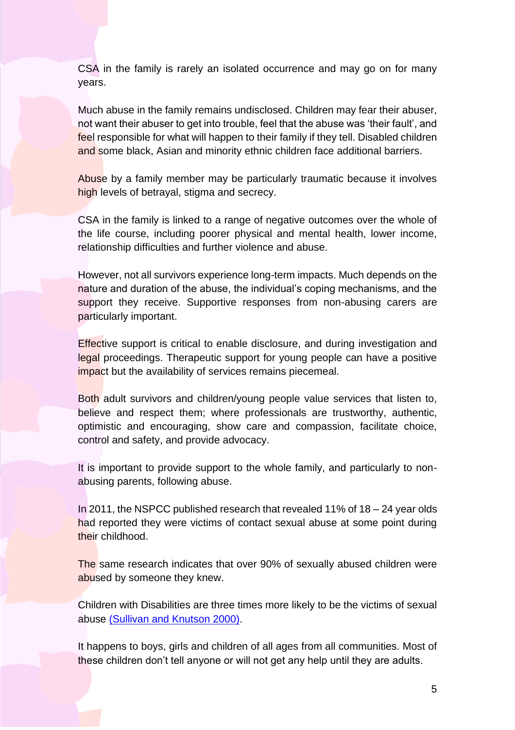CSA in the family is rarely an isolated occurrence and may go on for many years.

Much abuse in the family remains undisclosed. Children may fear their abuser, not want their abuser to get into trouble, feel that the abuse was 'their fault', and feel responsible for what will happen to their family if they tell. Disabled children and some black, Asian and minority ethnic children face additional barriers.

Abuse by a family member may be particularly traumatic because it involves high levels of betrayal, stigma and secrecy.

CSA in the family is linked to a range of negative outcomes over the whole of the life course, including poorer physical and mental health, lower income, relationship difficulties and further violence and abuse.

However, not all survivors experience long-term impacts. Much depends on the nature and duration of the abuse, the individual's coping mechanisms, and the support they receive. Supportive responses from non-abusing carers are particularly important.

Effective support is critical to enable disclosure, and during investigation and legal proceedings. Therapeutic support for young people can have a positive impact but the availability of services remains piecemeal.

Both adult survivors and children/young people value services that listen to, believe and respect them; where professionals are trustworthy, authentic, optimistic and encouraging, show care and compassion, facilitate choice, control and safety, and provide advocacy.

It is important to provide support to the whole family, and particularly to non-abusing parents, following abuse.

In 2011, the NSPCC published research that revealed 11% of 18 – 24 year olds had reported they were victims of contact sexual abuse at some point during their childhood.

The same research indicates that over 90% of sexually abused children were abused by someone they knew.

Children with Disabilities are three times more likely to be the victims of sexual abuse (Sullivan and Knutson 2000).

It happens to boys, girls and children of all ages from all communities. Most of these children don't tell anyone or will not get any help until they are adults.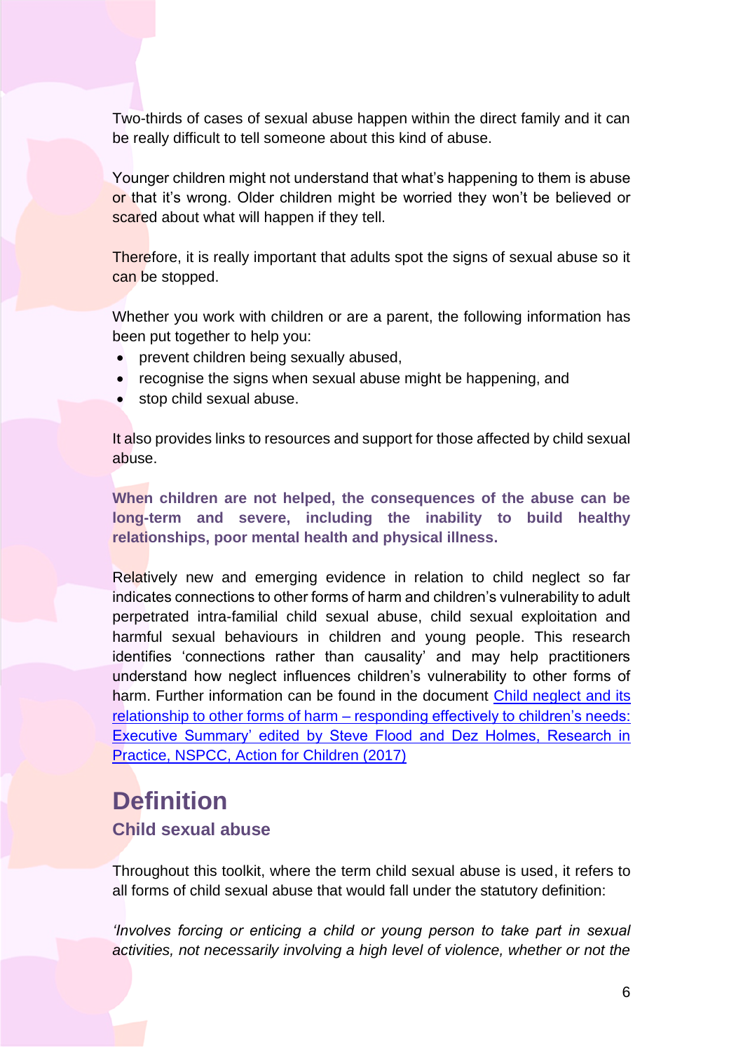Two-thirds of cases of sexual abuse happen within the direct family and it can be really difficult to tell someone about this kind of abuse.

Younger children might not understand that what's happening to them is abuse or that it's wrong. Older children might be worried they won't be believed or scared about what will happen if they tell.

Therefore, it is really important that adults spot the signs of sexual abuse so it can be stopped.

Whether you work with children or are a parent, the following information has been put together to help you:

- prevent children being sexually abused,
- recognise the signs when sexual abuse might be happening, and
- stop child sexual abuse.

It also provides links to resources and support for those affected by child sexual abuse.

**When children are not helped, the consequences of the abuse can be long-term and severe, including the inability to build healthy relationships, poor mental health and physical illness.**

Relatively new and emerging evidence in relation to child neglect so far indicates connections to other forms of harm and children's vulnerability to adult perpetrated intra-familial child sexual abuse, child sexual exploitation and harmful sexual behaviours in children and young people. This research identifies 'connections rather than causality' and may help practitioners understand how neglect influences children's vulnerability to other forms of harm. Further information can be found in the document Child neglect and its relationship to other forms of harm – responding effectively to children's needs: Executive Summary' edited by Steve Flood and Dez Holmes, Research in Practice, NSPCC, Action for Children (2017)

# Definition

## Child sexual abuse

Throughout this toolkit, where the term child sexual abuse is used, it refers to all forms of child sexual abuse that would fall under the statutory definition:

*'Involves forcing or enticing a child or young person to take part in sexual activities, not necessarily involving a high level of violence, whether or not the*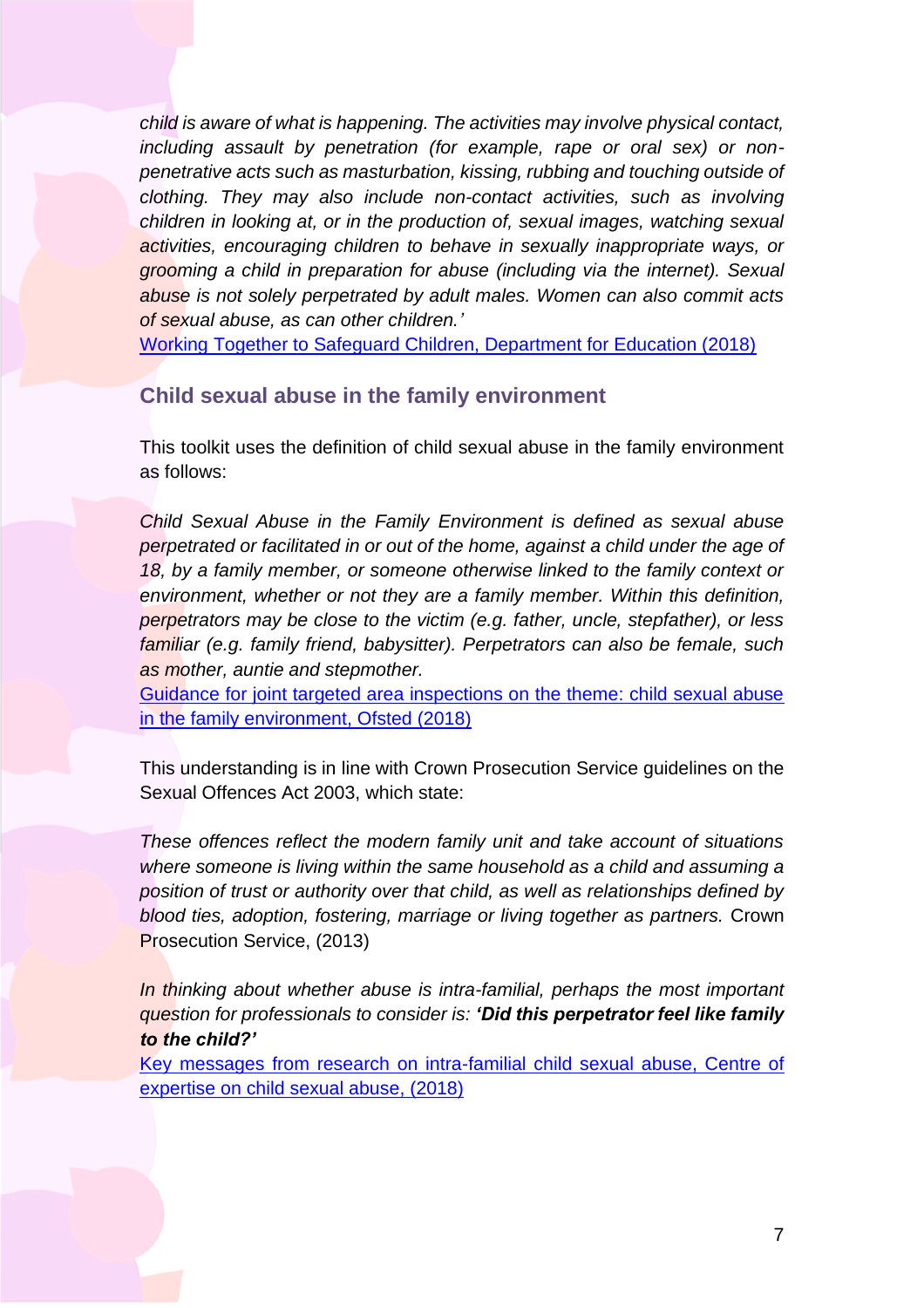*child is aware of what is happening. The activities may involve physical contact, including assault by penetration (for example, rape or oral sex) or non-penetrative acts such as masturbation, kissing, rubbing and touching outside of clothing. They may also include non-contact activities, such as involving children in looking at, or in the production of, sexual images, watching sexual activities, encouraging children to behave in sexually inappropriate ways, or grooming a child in preparation for abuse (including via the internet). Sexual abuse is not solely perpetrated by adult males. Women can also commit acts of sexual abuse, as can other children.'*
[Working Together to Safeguard Children, Department for Education (2018)]

## Child sexual abuse in the family environment

This toolkit uses the definition of child sexual abuse in the family environment as follows:

*Child Sexual Abuse in the Family Environment is defined as sexual abuse perpetrated or facilitated in or out of the home, against a child under the age of 18, by a family member, or someone otherwise linked to the family context or environment, whether or not they are a family member. Within this definition, perpetrators may be close to the victim (e.g. father, uncle, stepfather), or less familiar (e.g. family friend, babysitter). Perpetrators can also be female, such as mother, auntie and stepmother.*
[Guidance for joint targeted area inspections on the theme: child sexual abuse in the family environment, Ofsted (2018)]

This understanding is in line with Crown Prosecution Service guidelines on the Sexual Offences Act 2003, which state:

*These offences reflect the modern family unit and take account of situations where someone is living within the same household as a child and assuming a position of trust or authority over that child, as well as relationships defined by blood ties, adoption, fostering, marriage or living together as partners.* Crown Prosecution Service, (2013)

*In thinking about whether abuse is intra-familial, perhaps the most important question for professionals to consider is: **'Did this perpetrator feel like family to the child?'***
[Key messages from research on intra-familial child sexual abuse, Centre of expertise on child sexual abuse, (2018)]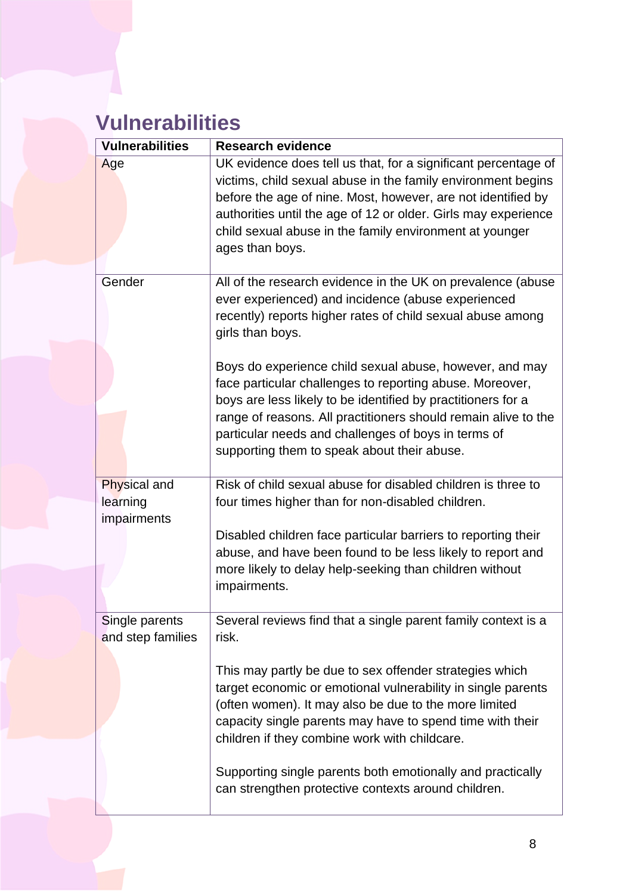## Vulnerabilities

| Vulnerabilities | Research evidence |
|---|---|
| Age | UK evidence does tell us that, for a significant percentage of victims, child sexual abuse in the family environment begins before the age of nine. Most, however, are not identified by authorities until the age of 12 or older. Girls may experience child sexual abuse in the family environment at younger ages than boys. |
| Gender | All of the research evidence in the UK on prevalence (abuse ever experienced) and incidence (abuse experienced recently) reports higher rates of child sexual abuse among girls than boys.<br><br>Boys do experience child sexual abuse, however, and may face particular challenges to reporting abuse. Moreover, boys are less likely to be identified by practitioners for a range of reasons. All practitioners should remain alive to the particular needs and challenges of boys in terms of supporting them to speak about their abuse. |
| Physical and learning impairments | Risk of child sexual abuse for disabled children is three to four times higher than for non-disabled children.<br><br>Disabled children face particular barriers to reporting their abuse, and have been found to be less likely to report and more likely to delay help-seeking than children without impairments. |
| Single parents and step families | Several reviews find that a single parent family context is a risk.<br><br>This may partly be due to sex offender strategies which target economic or emotional vulnerability in single parents (often women). It may also be due to the more limited capacity single parents may have to spend time with their children if they combine work with childcare.<br><br>Supporting single parents both emotionally and practically can strengthen protective contexts around children. |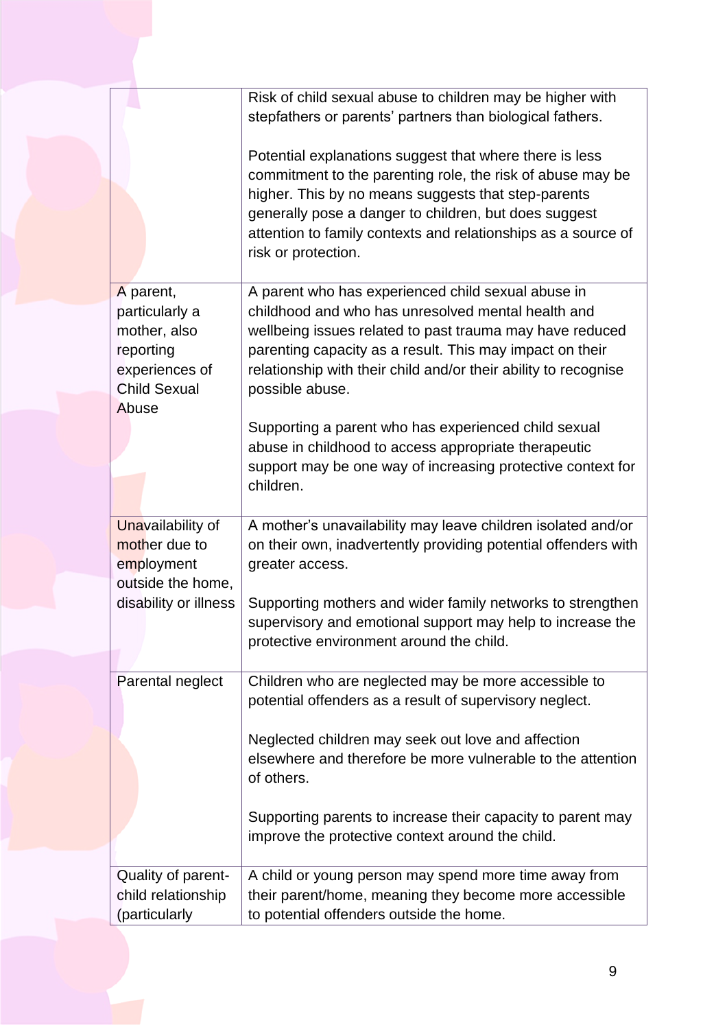| | |
|---|---|
| | Risk of child sexual abuse to children may be higher with stepfathers or parents' partners than biological fathers.<br><br>Potential explanations suggest that where there is less commitment to the parenting role, the risk of abuse may be higher. This by no means suggests that step-parents generally pose a danger to children, but does suggest attention to family contexts and relationships as a source of risk or protection. |
| A parent, particularly a mother, also reporting experiences of Child Sexual Abuse | A parent who has experienced child sexual abuse in childhood and who has unresolved mental health and wellbeing issues related to past trauma may have reduced parenting capacity as a result. This may impact on their relationship with their child and/or their ability to recognise possible abuse.<br><br>Supporting a parent who has experienced child sexual abuse in childhood to access appropriate therapeutic support may be one way of increasing protective context for children. |
| Unavailability of mother due to employment outside the home, disability or illness | A mother's unavailability may leave children isolated and/or on their own, inadvertently providing potential offenders with greater access.<br><br>Supporting mothers and wider family networks to strengthen supervisory and emotional support may help to increase the protective environment around the child. |
| Parental neglect | Children who are neglected may be more accessible to potential offenders as a result of supervisory neglect.<br><br>Neglected children may seek out love and affection elsewhere and therefore be more vulnerable to the attention of others.<br><br>Supporting parents to increase their capacity to parent may improve the protective context around the child. |
| Quality of parent-child relationship (particularly | A child or young person may spend more time away from their parent/home, meaning they become more accessible to potential offenders outside the home. |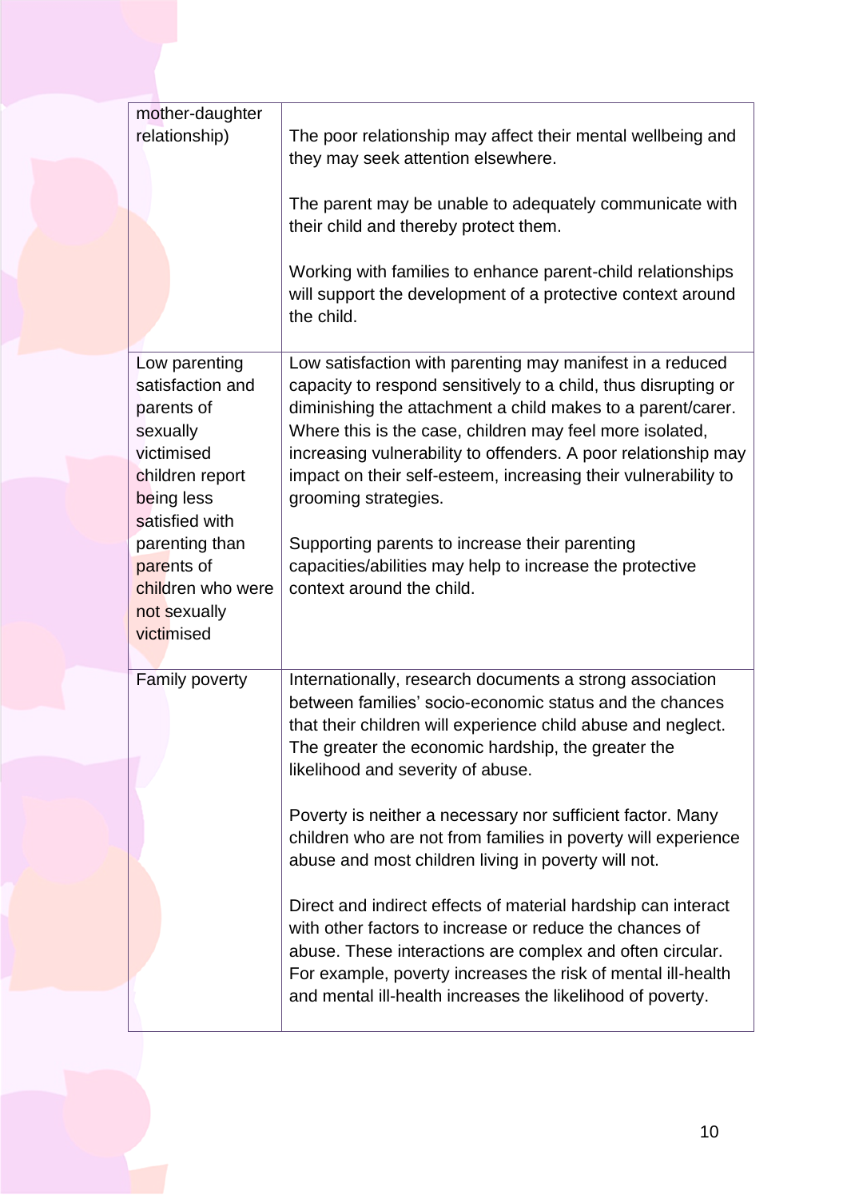| | |
|---|---|
| mother-daughter relationship) | The poor relationship may affect their mental wellbeing and they may seek attention elsewhere.<br><br>The parent may be unable to adequately communicate with their child and thereby protect them.<br><br>Working with families to enhance parent-child relationships will support the development of a protective context around the child. |
| Low parenting satisfaction and parents of sexually victimised children report being less satisfied with parenting than parents of children who were not sexually victimised | Low satisfaction with parenting may manifest in a reduced capacity to respond sensitively to a child, thus disrupting or diminishing the attachment a child makes to a parent/carer. Where this is the case, children may feel more isolated, increasing vulnerability to offenders. A poor relationship may impact on their self-esteem, increasing their vulnerability to grooming strategies.<br><br>Supporting parents to increase their parenting capacities/abilities may help to increase the protective context around the child. |
| Family poverty | Internationally, research documents a strong association between families' socio-economic status and the chances that their children will experience child abuse and neglect. The greater the economic hardship, the greater the likelihood and severity of abuse.<br><br>Poverty is neither a necessary nor sufficient factor. Many children who are not from families in poverty will experience abuse and most children living in poverty will not.<br><br>Direct and indirect effects of material hardship can interact with other factors to increase or reduce the chances of abuse. These interactions are complex and often circular. For example, poverty increases the risk of mental ill-health and mental ill-health increases the likelihood of poverty. |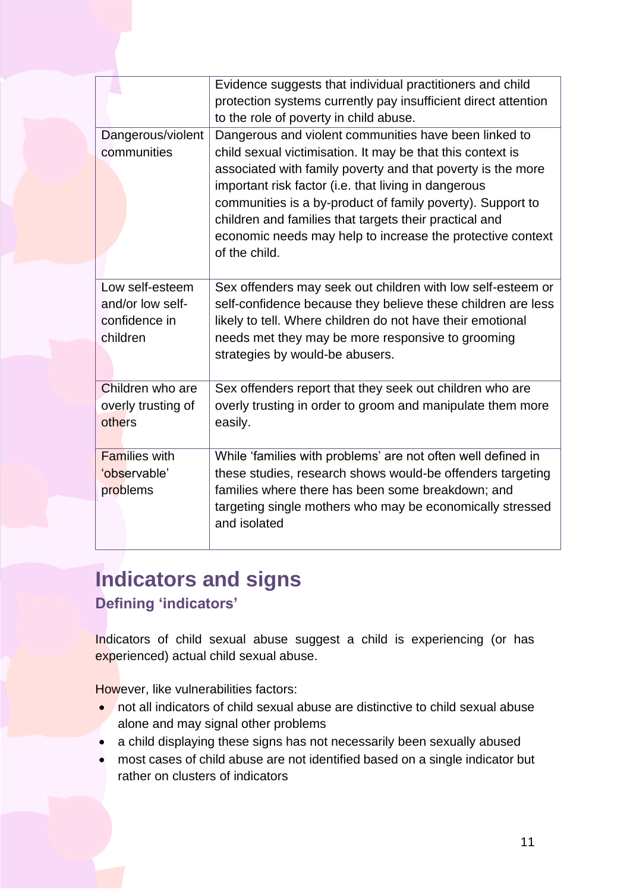| | |
|---|---|
| | Evidence suggests that individual practitioners and child protection systems currently pay insufficient direct attention to the role of poverty in child abuse. |
| Dangerous/violent communities | Dangerous and violent communities have been linked to child sexual victimisation. It may be that this context is associated with family poverty and that poverty is the more important risk factor (i.e. that living in dangerous communities is a by-product of family poverty). Support to children and families that targets their practical and economic needs may help to increase the protective context of the child. |
| Low self-esteem and/or low self-confidence in children | Sex offenders may seek out children with low self-esteem or self-confidence because they believe these children are less likely to tell. Where children do not have their emotional needs met they may be more responsive to grooming strategies by would-be abusers. |
| Children who are overly trusting of others | Sex offenders report that they seek out children who are overly trusting in order to groom and manipulate them more easily. |
| Families with 'observable' problems | While 'families with problems' are not often well defined in these studies, research shows would-be offenders targeting families where there has been some breakdown; and targeting single mothers who may be economically stressed and isolated |

# Indicators and signs

## Defining 'indicators'

Indicators of child sexual abuse suggest a child is experiencing (or has experienced) actual child sexual abuse.

However, like vulnerabilities factors:

- not all indicators of child sexual abuse are distinctive to child sexual abuse alone and may signal other problems
- a child displaying these signs has not necessarily been sexually abused
- most cases of child abuse are not identified based on a single indicator but rather on clusters of indicators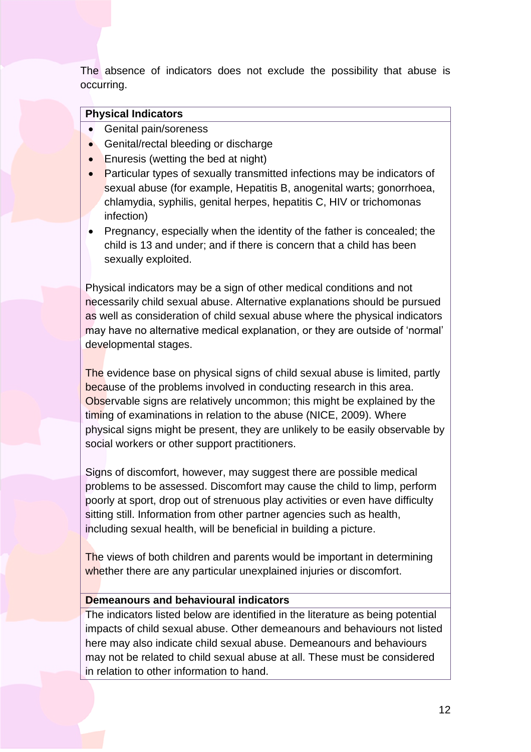The absence of indicators does not exclude the possibility that abuse is occurring.

**Physical Indicators**

- Genital pain/soreness
- Genital/rectal bleeding or discharge
- Enuresis (wetting the bed at night)
- Particular types of sexually transmitted infections may be indicators of sexual abuse (for example, Hepatitis B, anogenital warts; gonorrhoea, chlamydia, syphilis, genital herpes, hepatitis C, HIV or trichomonas infection)
- Pregnancy, especially when the identity of the father is concealed; the child is 13 and under; and if there is concern that a child has been sexually exploited.

Physical indicators may be a sign of other medical conditions and not necessarily child sexual abuse. Alternative explanations should be pursued as well as consideration of child sexual abuse where the physical indicators may have no alternative medical explanation, or they are outside of 'normal' developmental stages.

The evidence base on physical signs of child sexual abuse is limited, partly because of the problems involved in conducting research in this area. Observable signs are relatively uncommon; this might be explained by the timing of examinations in relation to the abuse (NICE, 2009). Where physical signs might be present, they are unlikely to be easily observable by social workers or other support practitioners.

Signs of discomfort, however, may suggest there are possible medical problems to be assessed. Discomfort may cause the child to limp, perform poorly at sport, drop out of strenuous play activities or even have difficulty sitting still. Information from other partner agencies such as health, including sexual health, will be beneficial in building a picture.

The views of both children and parents would be important in determining whether there are any particular unexplained injuries or discomfort.

**Demeanours and behavioural indicators**

The indicators listed below are identified in the literature as being potential impacts of child sexual abuse. Other demeanours and behaviours not listed here may also indicate child sexual abuse. Demeanours and behaviours may not be related to child sexual abuse at all. These must be considered in relation to other information to hand.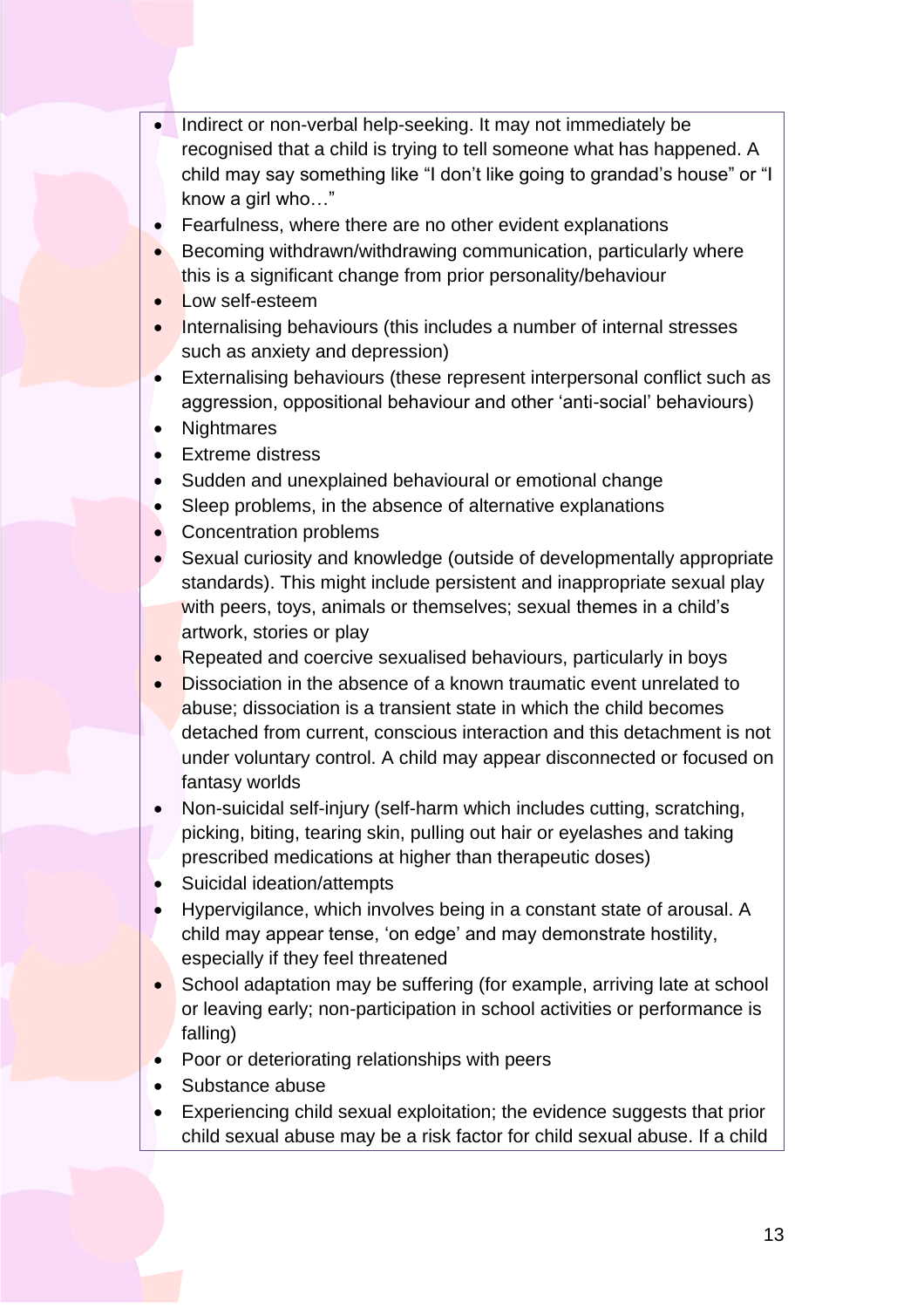- Indirect or non-verbal help-seeking. It may not immediately be recognised that a child is trying to tell someone what has happened. A child may say something like "I don't like going to grandad's house" or "I know a girl who…"
- Fearfulness, where there are no other evident explanations
- Becoming withdrawn/withdrawing communication, particularly where this is a significant change from prior personality/behaviour
- Low self-esteem
- Internalising behaviours (this includes a number of internal stresses such as anxiety and depression)
- Externalising behaviours (these represent interpersonal conflict such as aggression, oppositional behaviour and other 'anti-social' behaviours)
- Nightmares
- Extreme distress
- Sudden and unexplained behavioural or emotional change
- Sleep problems, in the absence of alternative explanations
- Concentration problems
- Sexual curiosity and knowledge (outside of developmentally appropriate standards). This might include persistent and inappropriate sexual play with peers, toys, animals or themselves; sexual themes in a child's artwork, stories or play
- Repeated and coercive sexualised behaviours, particularly in boys
- Dissociation in the absence of a known traumatic event unrelated to abuse; dissociation is a transient state in which the child becomes detached from current, conscious interaction and this detachment is not under voluntary control. A child may appear disconnected or focused on fantasy worlds
- Non-suicidal self-injury (self-harm which includes cutting, scratching, picking, biting, tearing skin, pulling out hair or eyelashes and taking prescribed medications at higher than therapeutic doses)
- Suicidal ideation/attempts
- Hypervigilance, which involves being in a constant state of arousal. A child may appear tense, 'on edge' and may demonstrate hostility, especially if they feel threatened
- School adaptation may be suffering (for example, arriving late at school or leaving early; non-participation in school activities or performance is falling)
- Poor or deteriorating relationships with peers
- Substance abuse
- Experiencing child sexual exploitation; the evidence suggests that prior child sexual abuse may be a risk factor for child sexual abuse. If a child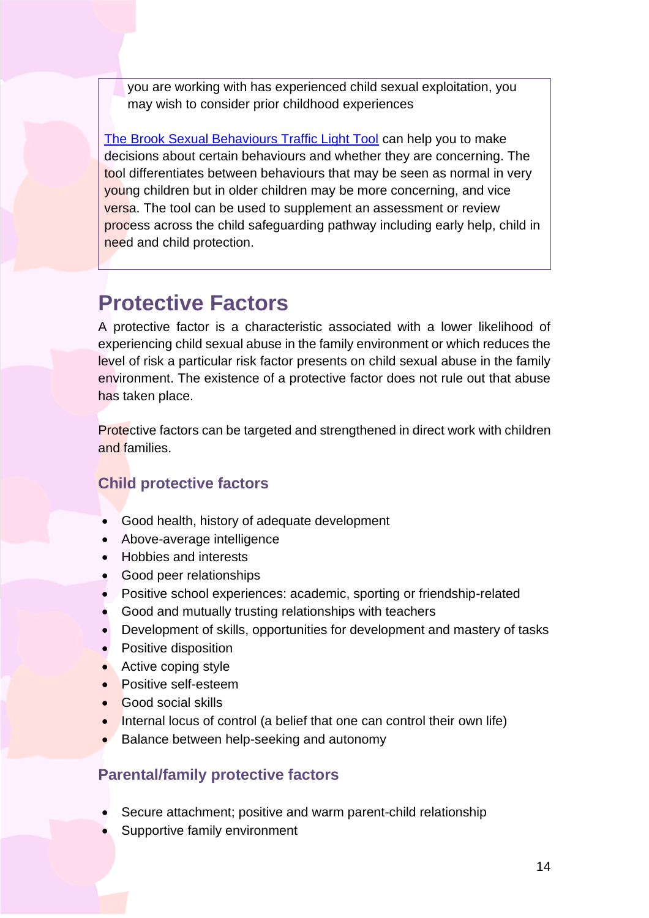you are working with has experienced child sexual exploitation, you may wish to consider prior childhood experiences

[The Brook Sexual Behaviours Traffic Light Tool] can help you to make decisions about certain behaviours and whether they are concerning. The tool differentiates between behaviours that may be seen as normal in very young children but in older children may be more concerning, and vice versa. The tool can be used to supplement an assessment or review process across the child safeguarding pathway including early help, child in need and child protection.

## Protective Factors

A protective factor is a characteristic associated with a lower likelihood of experiencing child sexual abuse in the family environment or which reduces the level of risk a particular risk factor presents on child sexual abuse in the family environment. The existence of a protective factor does not rule out that abuse has taken place.

Protective factors can be targeted and strengthened in direct work with children and families.

### Child protective factors

- Good health, history of adequate development
- Above-average intelligence
- Hobbies and interests
- Good peer relationships
- Positive school experiences: academic, sporting or friendship-related
- Good and mutually trusting relationships with teachers
- Development of skills, opportunities for development and mastery of tasks
- Positive disposition
- Active coping style
- Positive self-esteem
- Good social skills
- Internal locus of control (a belief that one can control their own life)
- Balance between help-seeking and autonomy

### Parental/family protective factors

- Secure attachment; positive and warm parent-child relationship
- Supportive family environment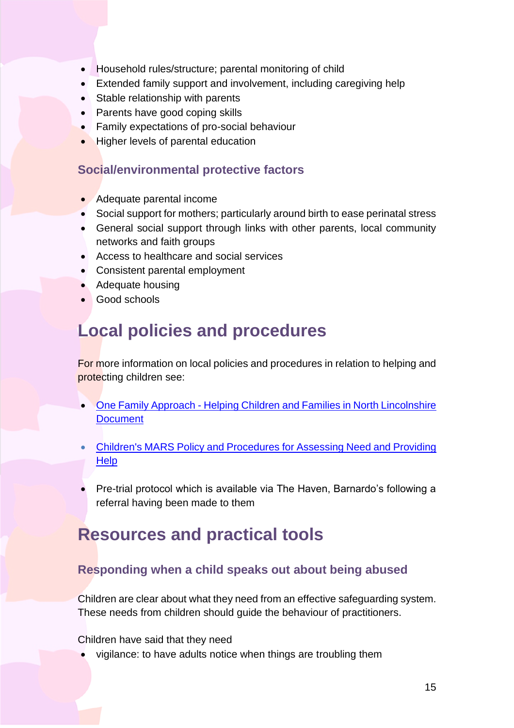- Household rules/structure; parental monitoring of child
- Extended family support and involvement, including caregiving help
- Stable relationship with parents
- Parents have good coping skills
- Family expectations of pro-social behaviour
- Higher levels of parental education

### Social/environmental protective factors

- Adequate parental income
- Social support for mothers; particularly around birth to ease perinatal stress
- General social support through links with other parents, local community networks and faith groups
- Access to healthcare and social services
- Consistent parental employment
- Adequate housing
- Good schools

## Local policies and procedures

For more information on local policies and procedures in relation to helping and protecting children see:

- One Family Approach - Helping Children and Families in North Lincolnshire Document
- Children's MARS Policy and Procedures for Assessing Need and Providing Help
- Pre-trial protocol which is available via The Haven, Barnardo's following a referral having been made to them

## Resources and practical tools

### Responding when a child speaks out about being abused

Children are clear about what they need from an effective safeguarding system. These needs from children should guide the behaviour of practitioners.

Children have said that they need

- vigilance: to have adults notice when things are troubling them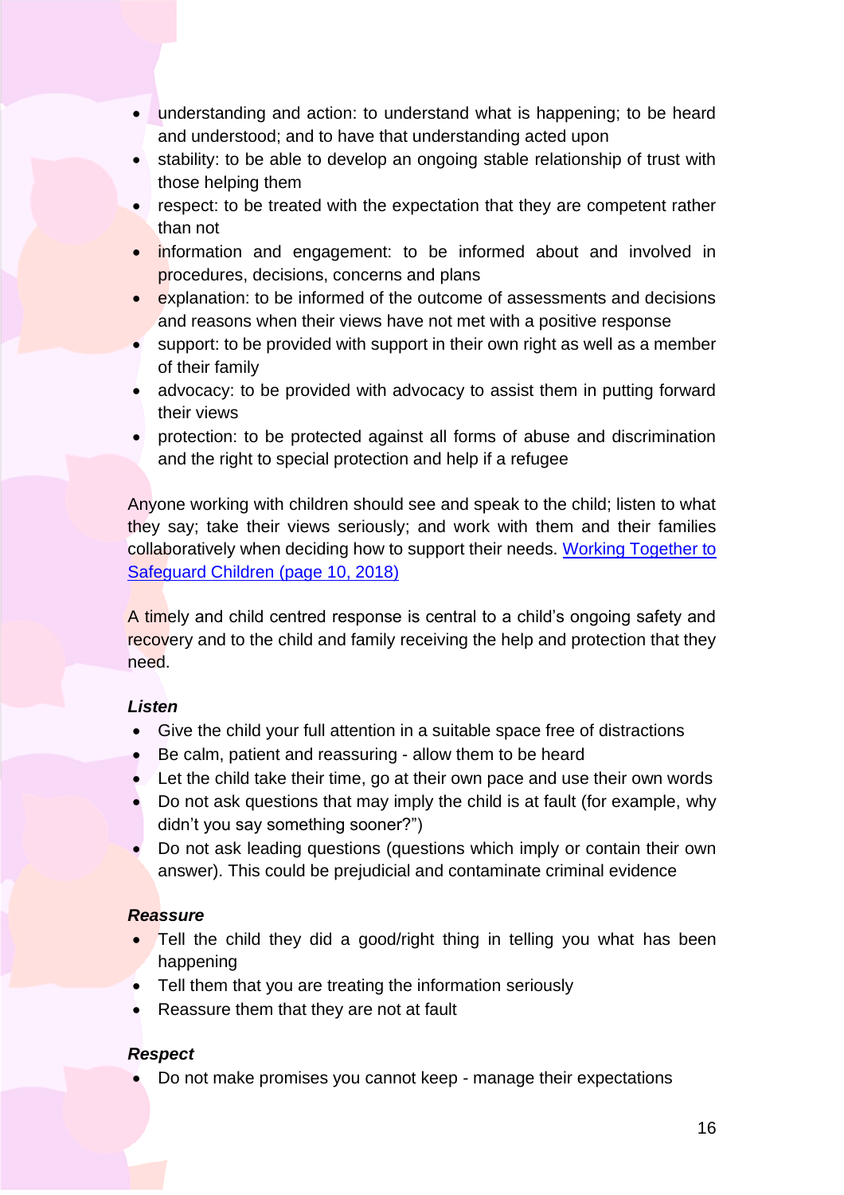- understanding and action: to understand what is happening; to be heard and understood; and to have that understanding acted upon
- stability: to be able to develop an ongoing stable relationship of trust with those helping them
- respect: to be treated with the expectation that they are competent rather than not
- information and engagement: to be informed about and involved in procedures, decisions, concerns and plans
- explanation: to be informed of the outcome of assessments and decisions and reasons when their views have not met with a positive response
- support: to be provided with support in their own right as well as a member of their family
- advocacy: to be provided with advocacy to assist them in putting forward their views
- protection: to be protected against all forms of abuse and discrimination and the right to special protection and help if a refugee

Anyone working with children should see and speak to the child; listen to what they say; take their views seriously; and work with them and their families collaboratively when deciding how to support their needs. [Working Together to Safeguard Children (page 10, 2018)]

A timely and child centred response is central to a child's ongoing safety and recovery and to the child and family receiving the help and protection that they need.

***Listen***

- Give the child your full attention in a suitable space free of distractions
- Be calm, patient and reassuring - allow them to be heard
- Let the child take their time, go at their own pace and use their own words
- Do not ask questions that may imply the child is at fault (for example, why didn't you say something sooner?")
- Do not ask leading questions (questions which imply or contain their own answer). This could be prejudicial and contaminate criminal evidence

***Reassure***

- Tell the child they did a good/right thing in telling you what has been happening
- Tell them that you are treating the information seriously
- Reassure them that they are not at fault

***Respect***

- Do not make promises you cannot keep - manage their expectations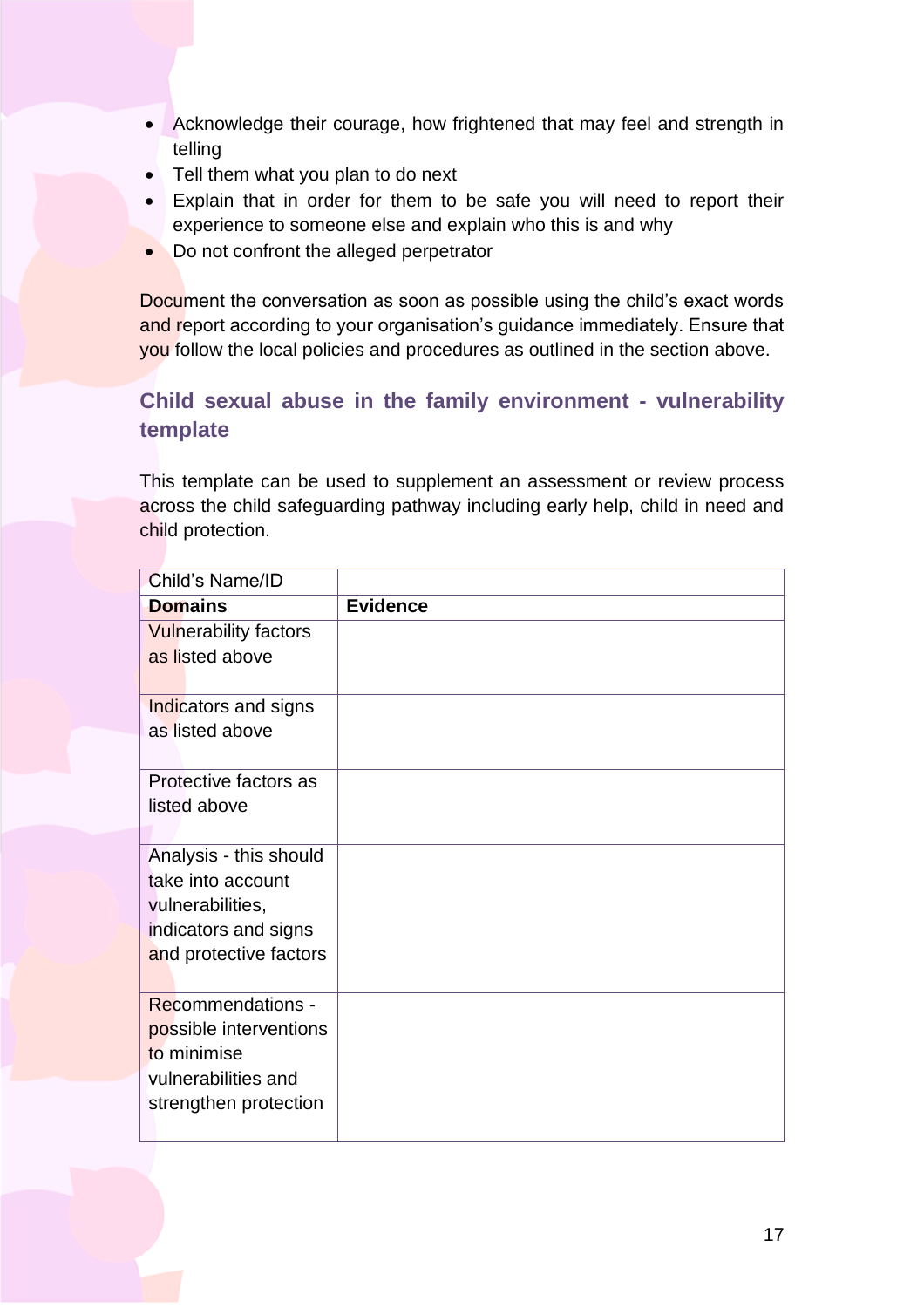- Acknowledge their courage, how frightened that may feel and strength in telling
- Tell them what you plan to do next
- Explain that in order for them to be safe you will need to report their experience to someone else and explain who this is and why
- Do not confront the alleged perpetrator

Document the conversation as soon as possible using the child's exact words and report according to your organisation's guidance immediately. Ensure that you follow the local policies and procedures as outlined in the section above.

## Child sexual abuse in the family environment - vulnerability template

This template can be used to supplement an assessment or review process across the child safeguarding pathway including early help, child in need and child protection.

| Child's Name/ID | |
|---|---|
| **Domains** | **Evidence** |
| Vulnerability factors as listed above | |
| Indicators and signs as listed above | |
| Protective factors as listed above | |
| Analysis - this should take into account vulnerabilities, indicators and signs and protective factors | |
| Recommendations - possible interventions to minimise vulnerabilities and strengthen protection | |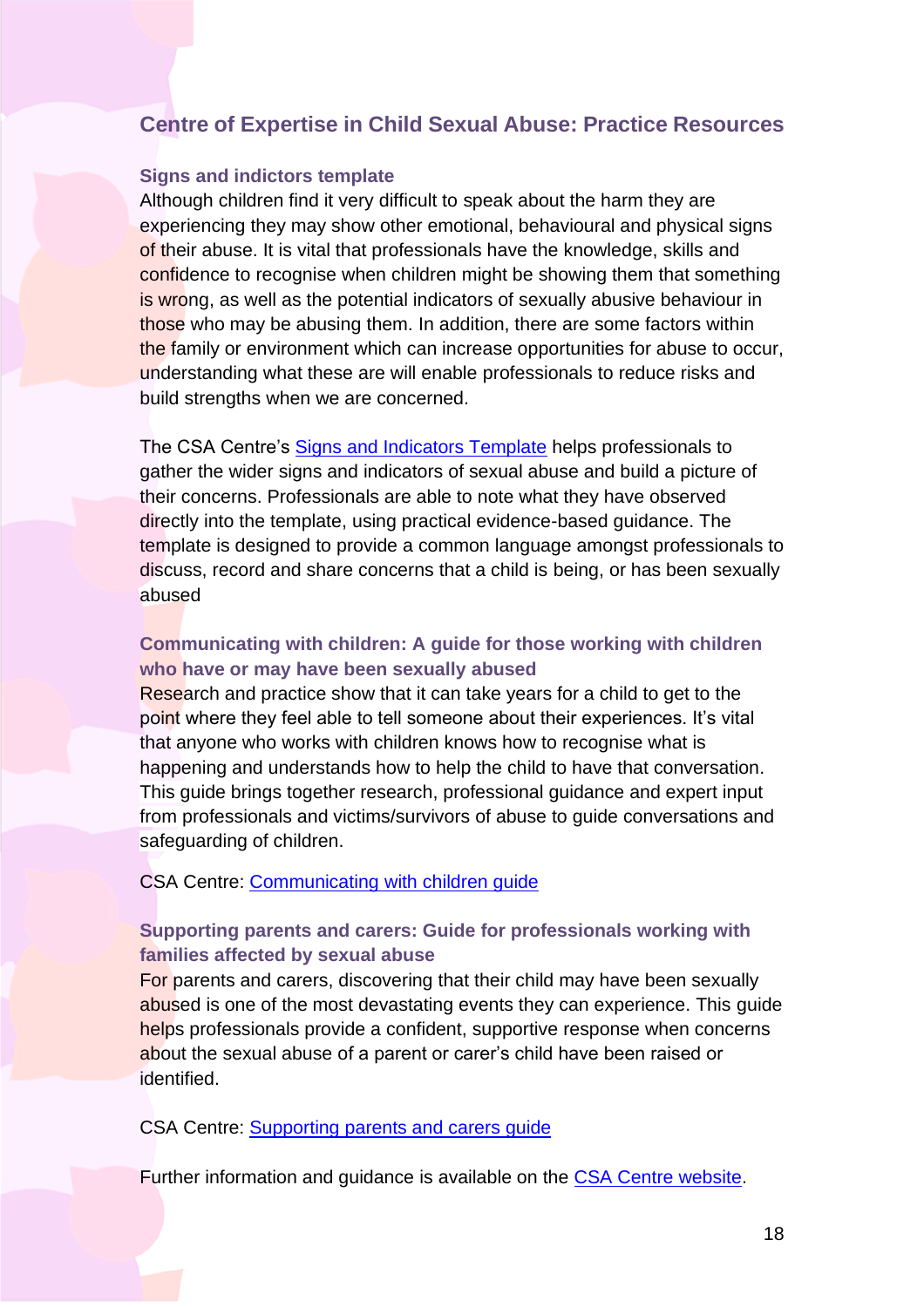## Centre of Expertise in Child Sexual Abuse: Practice Resources

### Signs and indictors template

Although children find it very difficult to speak about the harm they are experiencing they may show other emotional, behavioural and physical signs of their abuse. It is vital that professionals have the knowledge, skills and confidence to recognise when children might be showing them that something is wrong, as well as the potential indicators of sexually abusive behaviour in those who may be abusing them. In addition, there are some factors within the family or environment which can increase opportunities for abuse to occur, understanding what these are will enable professionals to reduce risks and build strengths when we are concerned.

The CSA Centre's Signs and Indicators Template helps professionals to gather the wider signs and indicators of sexual abuse and build a picture of their concerns. Professionals are able to note what they have observed directly into the template, using practical evidence-based guidance. The template is designed to provide a common language amongst professionals to discuss, record and share concerns that a child is being, or has been sexually abused

### Communicating with children: A guide for those working with children who have or may have been sexually abused

Research and practice show that it can take years for a child to get to the point where they feel able to tell someone about their experiences. It's vital that anyone who works with children knows how to recognise what is happening and understands how to help the child to have that conversation. This guide brings together research, professional guidance and expert input from professionals and victims/survivors of abuse to guide conversations and safeguarding of children.

CSA Centre: Communicating with children guide

### Supporting parents and carers: Guide for professionals working with families affected by sexual abuse

For parents and carers, discovering that their child may have been sexually abused is one of the most devastating events they can experience. This guide helps professionals provide a confident, supportive response when concerns about the sexual abuse of a parent or carer's child have been raised or identified.

CSA Centre: Supporting parents and carers guide

Further information and guidance is available on the CSA Centre website.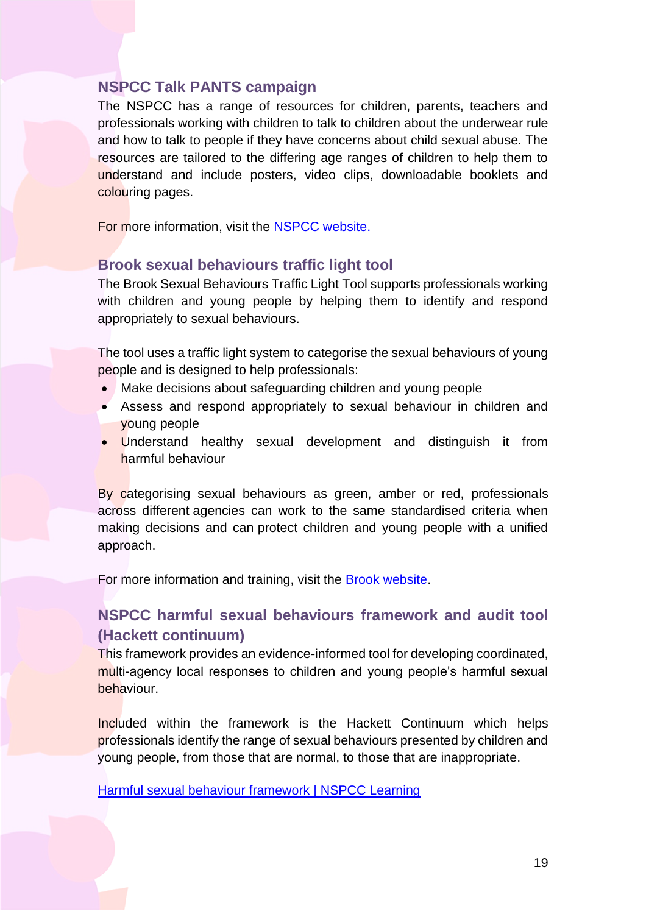## NSPCC Talk PANTS campaign

The NSPCC has a range of resources for children, parents, teachers and professionals working with children to talk to children about the underwear rule and how to talk to people if they have concerns about child sexual abuse. The resources are tailored to the differing age ranges of children to help them to understand and include posters, video clips, downloadable booklets and colouring pages.

For more information, visit the [NSPCC website.]()

## Brook sexual behaviours traffic light tool

The Brook Sexual Behaviours Traffic Light Tool supports professionals working with children and young people by helping them to identify and respond appropriately to sexual behaviours.

The tool uses a traffic light system to categorise the sexual behaviours of young people and is designed to help professionals:

- Make decisions about safeguarding children and young people
- Assess and respond appropriately to sexual behaviour in children and young people
- Understand healthy sexual development and distinguish it from harmful behaviour

By categorising sexual behaviours as green, amber or red, professionals across different agencies can work to the same standardised criteria when making decisions and can protect children and young people with a unified approach.

For more information and training, visit the [Brook website]().

## NSPCC harmful sexual behaviours framework and audit tool (Hackett continuum)

This framework provides an evidence-informed tool for developing coordinated, multi-agency local responses to children and young people's harmful sexual behaviour.

Included within the framework is the Hackett Continuum which helps professionals identify the range of sexual behaviours presented by children and young people, from those that are normal, to those that are inappropriate.

[Harmful sexual behaviour framework | NSPCC Learning]()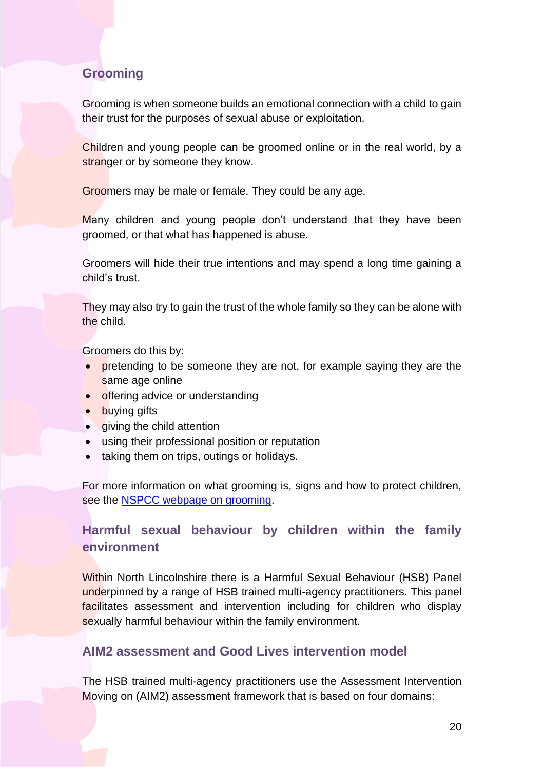## Grooming

Grooming is when someone builds an emotional connection with a child to gain their trust for the purposes of sexual abuse or exploitation.

Children and young people can be groomed online or in the real world, by a stranger or by someone they know.

Groomers may be male or female. They could be any age.

Many children and young people don't understand that they have been groomed, or that what has happened is abuse.

Groomers will hide their true intentions and may spend a long time gaining a child's trust.

They may also try to gain the trust of the whole family so they can be alone with the child.

Groomers do this by:

- pretending to be someone they are not, for example saying they are the same age online
- offering advice or understanding
- buying gifts
- giving the child attention
- using their professional position or reputation
- taking them on trips, outings or holidays.

For more information on what grooming is, signs and how to protect children, see the [NSPCC webpage on grooming](#).

## Harmful sexual behaviour by children within the family environment

Within North Lincolnshire there is a Harmful Sexual Behaviour (HSB) Panel underpinned by a range of HSB trained multi-agency practitioners. This panel facilitates assessment and intervention including for children who display sexually harmful behaviour within the family environment.

## AIM2 assessment and Good Lives intervention model

The HSB trained multi-agency practitioners use the Assessment Intervention Moving on (AIM2) assessment framework that is based on four domains: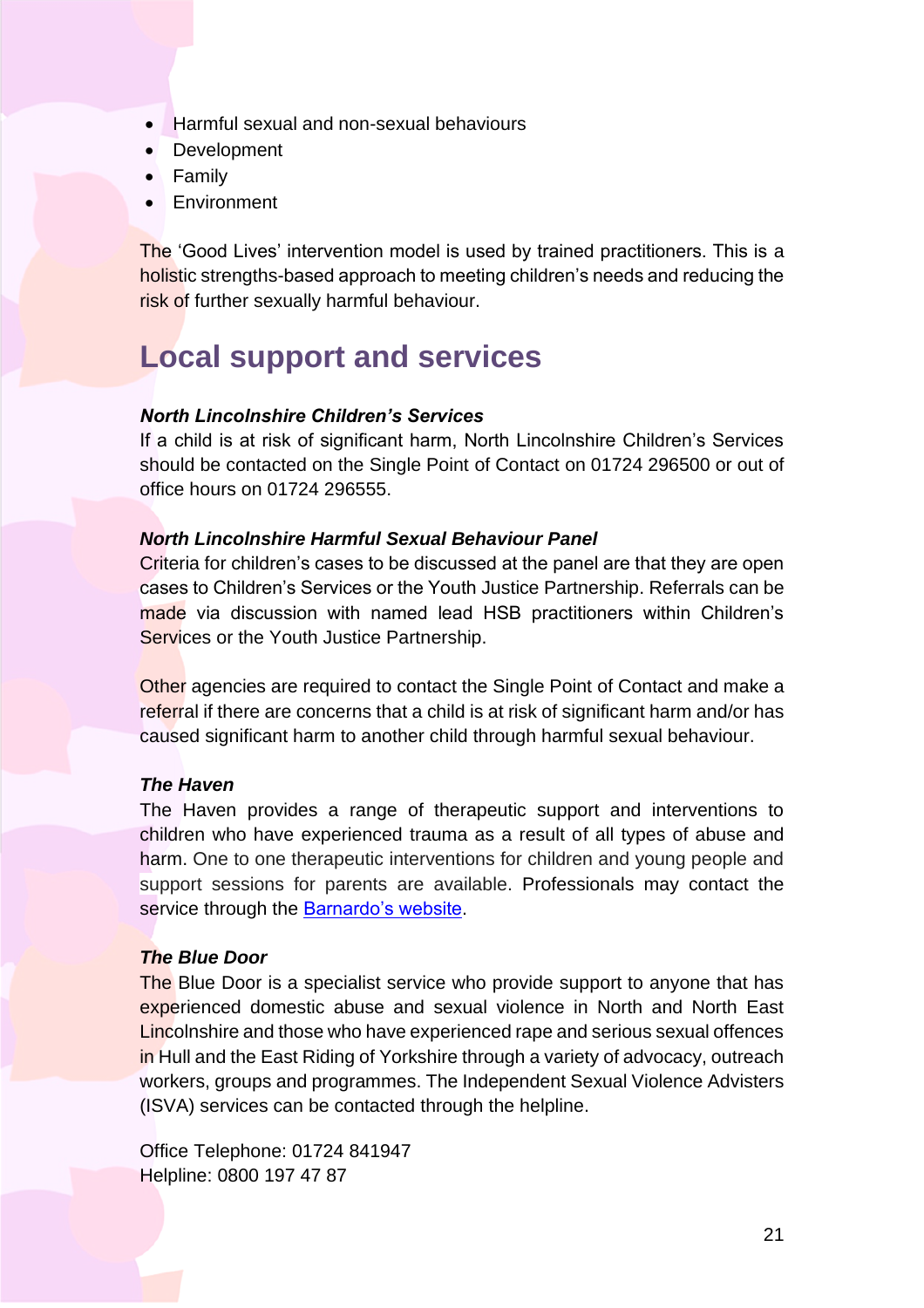- Harmful sexual and non-sexual behaviours
- Development
- Family
- Environment

The ‘Good Lives’ intervention model is used by trained practitioners. This is a holistic strengths-based approach to meeting children’s needs and reducing the risk of further sexually harmful behaviour.

## Local support and services

***North Lincolnshire Children’s Services***
If a child is at risk of significant harm, North Lincolnshire Children’s Services should be contacted on the Single Point of Contact on 01724 296500 or out of office hours on 01724 296555.

***North Lincolnshire Harmful Sexual Behaviour Panel***
Criteria for children’s cases to be discussed at the panel are that they are open cases to Children’s Services or the Youth Justice Partnership. Referrals can be made via discussion with named lead HSB practitioners within Children’s Services or the Youth Justice Partnership.

Other agencies are required to contact the Single Point of Contact and make a referral if there are concerns that a child is at risk of significant harm and/or has caused significant harm to another child through harmful sexual behaviour.

***The Haven***
The Haven provides a range of therapeutic support and interventions to children who have experienced trauma as a result of all types of abuse and harm. One to one therapeutic interventions for children and young people and support sessions for parents are available. Professionals may contact the service through the Barnardo’s website.

***The Blue Door***
The Blue Door is a specialist service who provide support to anyone that has experienced domestic abuse and sexual violence in North and North East Lincolnshire and those who have experienced rape and serious sexual offences in Hull and the East Riding of Yorkshire through a variety of advocacy, outreach workers, groups and programmes. The Independent Sexual Violence Advisters (ISVA) services can be contacted through the helpline.

Office Telephone: 01724 841947
Helpline: 0800 197 47 87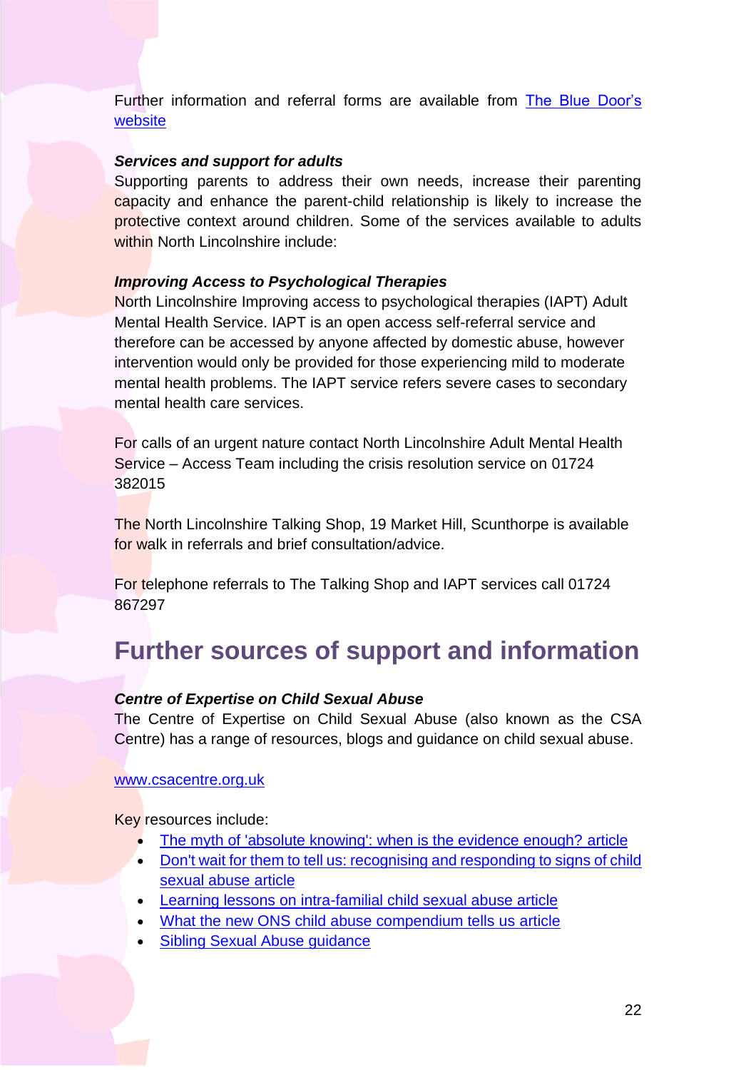Further information and referral forms are available from [The Blue Door's website](#)

***Services and support for adults***

Supporting parents to address their own needs, increase their parenting capacity and enhance the parent-child relationship is likely to increase the protective context around children. Some of the services available to adults within North Lincolnshire include:

***Improving Access to Psychological Therapies***

North Lincolnshire Improving access to psychological therapies (IAPT) Adult Mental Health Service. IAPT is an open access self-referral service and therefore can be accessed by anyone affected by domestic abuse, however intervention would only be provided for those experiencing mild to moderate mental health problems. The IAPT service refers severe cases to secondary mental health care services.

For calls of an urgent nature contact North Lincolnshire Adult Mental Health Service – Access Team including the crisis resolution service on 01724 382015

The North Lincolnshire Talking Shop, 19 Market Hill, Scunthorpe is available for walk in referrals and brief consultation/advice.

For telephone referrals to The Talking Shop and IAPT services call 01724 867297

## Further sources of support and information

***Centre of Expertise on Child Sexual Abuse***

The Centre of Expertise on Child Sexual Abuse (also known as the CSA Centre) has a range of resources, blogs and guidance on child sexual abuse.

[www.csacentre.org.uk](http://www.csacentre.org.uk)

Key resources include:

- [The myth of 'absolute knowing': when is the evidence enough? article](#)
- [Don't wait for them to tell us: recognising and responding to signs of child sexual abuse article](#)
- [Learning lessons on intra-familial child sexual abuse article](#)
- [What the new ONS child abuse compendium tells us article](#)
- [Sibling Sexual Abuse guidance](#)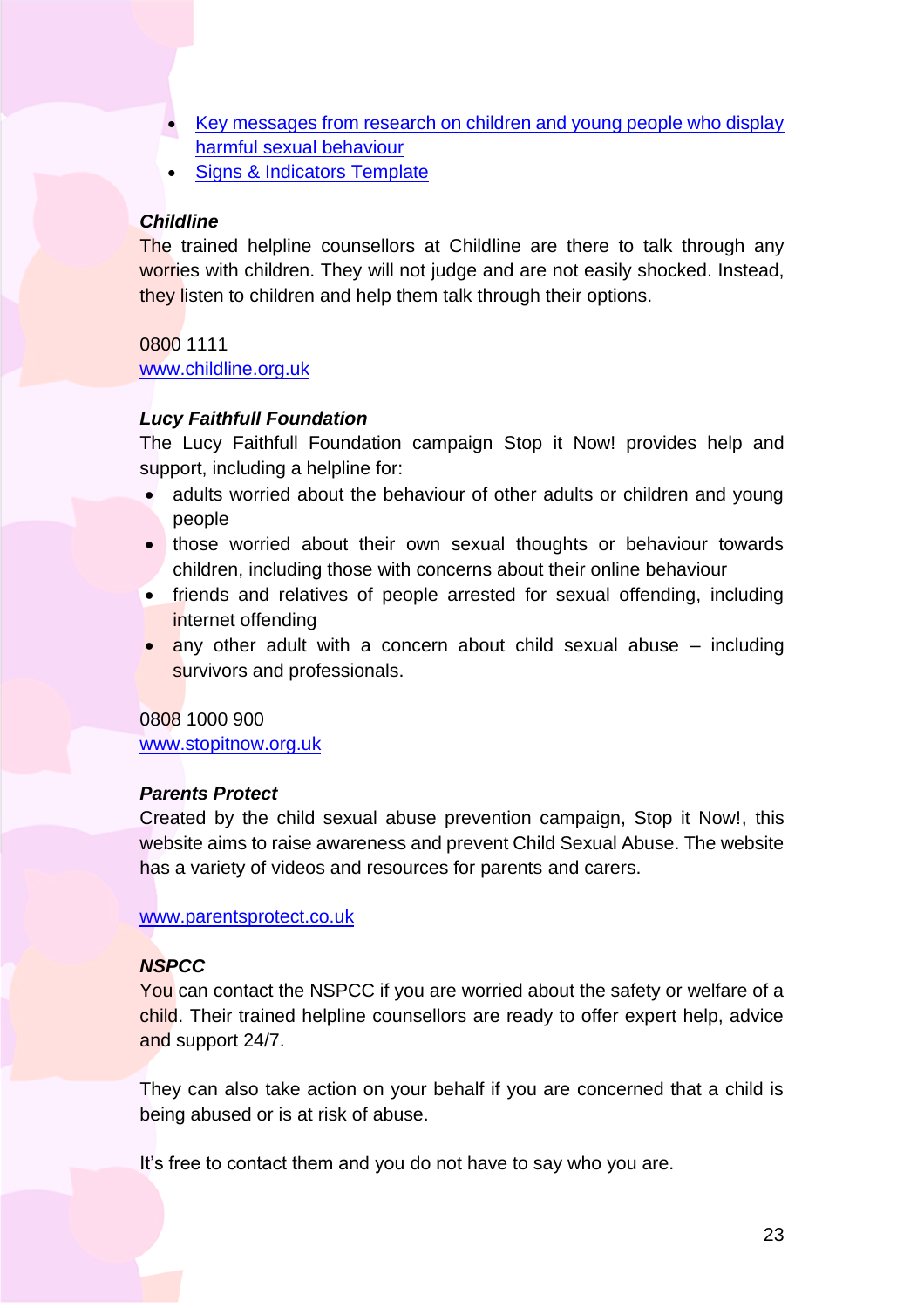- [Key messages from research on children and young people who display harmful sexual behaviour]()
- [Signs & Indicators Template]()

***Childline***

The trained helpline counsellors at Childline are there to talk through any worries with children. They will not judge and are not easily shocked. Instead, they listen to children and help them talk through their options.

0800 1111
[www.childline.org.uk](www.childline.org.uk)

***Lucy Faithfull Foundation***

The Lucy Faithfull Foundation campaign Stop it Now! provides help and support, including a helpline for:

- adults worried about the behaviour of other adults or children and young people
- those worried about their own sexual thoughts or behaviour towards children, including those with concerns about their online behaviour
- friends and relatives of people arrested for sexual offending, including internet offending
- any other adult with a concern about child sexual abuse – including survivors and professionals.

0808 1000 900
[www.stopitnow.org.uk](www.stopitnow.org.uk)

***Parents Protect***

Created by the child sexual abuse prevention campaign, Stop it Now!, this website aims to raise awareness and prevent Child Sexual Abuse. The website has a variety of videos and resources for parents and carers.

[www.parentsprotect.co.uk](www.parentsprotect.co.uk)

***NSPCC***

You can contact the NSPCC if you are worried about the safety or welfare of a child. Their trained helpline counsellors are ready to offer expert help, advice and support 24/7.

They can also take action on your behalf if you are concerned that a child is being abused or is at risk of abuse.

It's free to contact them and you do not have to say who you are.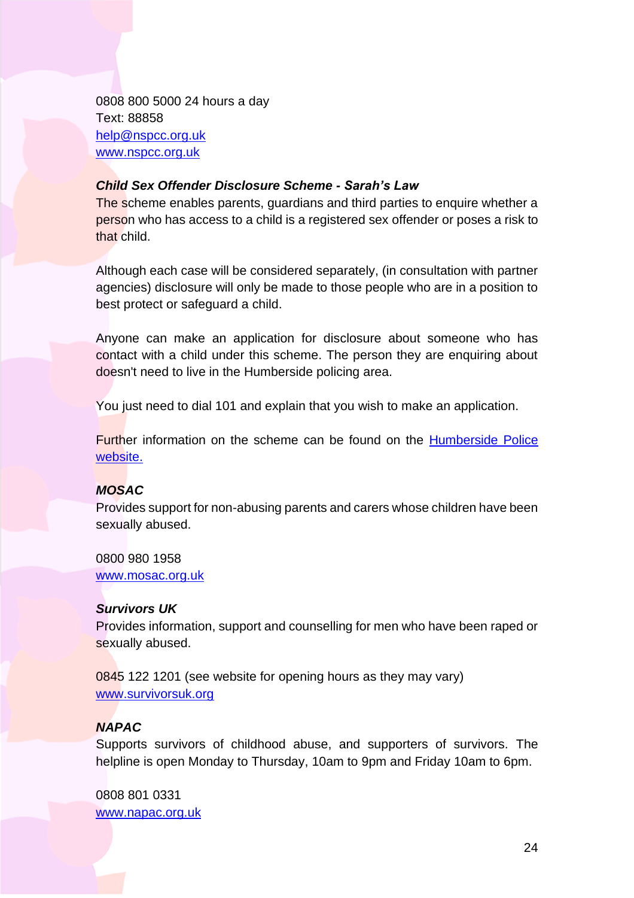0808 800 5000 24 hours a day
Text: 88858
[help@nspcc.org.uk](mailto:help@nspcc.org.uk)
[www.nspcc.org.uk](http://www.nspcc.org.uk)

***Child Sex Offender Disclosure Scheme - Sarah's Law***
The scheme enables parents, guardians and third parties to enquire whether a person who has access to a child is a registered sex offender or poses a risk to that child.

Although each case will be considered separately, (in consultation with partner agencies) disclosure will only be made to those people who are in a position to best protect or safeguard a child.

Anyone can make an application for disclosure about someone who has contact with a child under this scheme. The person they are enquiring about doesn't need to live in the Humberside policing area.

You just need to dial 101 and explain that you wish to make an application.

Further information on the scheme can be found on the Humberside Police website.

***MOSAC***
Provides support for non-abusing parents and carers whose children have been sexually abused.

0800 980 1958
[www.mosac.org.uk](http://www.mosac.org.uk)

***Survivors UK***
Provides information, support and counselling for men who have been raped or sexually abused.

0845 122 1201 (see website for opening hours as they may vary)
[www.survivorsuk.org](http://www.survivorsuk.org)

***NAPAC***
Supports survivors of childhood abuse, and supporters of survivors. The helpline is open Monday to Thursday, 10am to 9pm and Friday 10am to 6pm.

0808 801 0331
[www.napac.org.uk](http://www.napac.org.uk)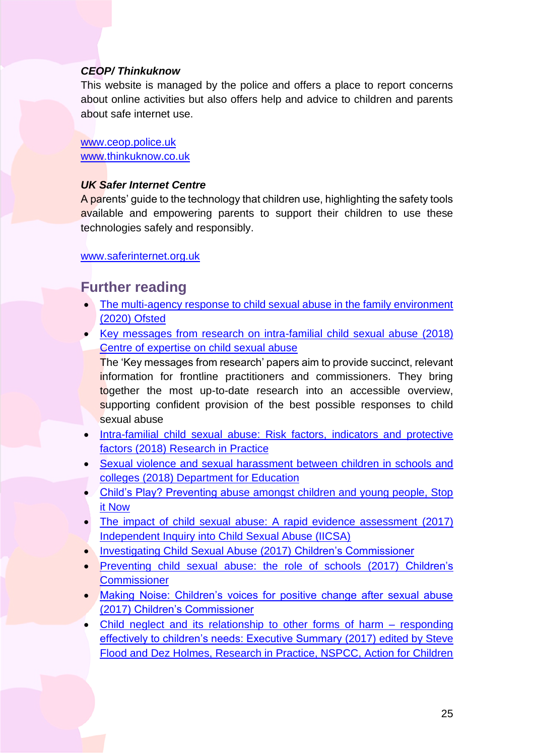***CEOP/ Thinkuknow***

This website is managed by the police and offers a place to report concerns about online activities but also offers help and advice to children and parents about safe internet use.

www.ceop.police.uk
www.thinkuknow.co.uk

***UK Safer Internet Centre***

A parents' guide to the technology that children use, highlighting the safety tools available and empowering parents to support their children to use these technologies safely and responsibly.

www.saferinternet.org.uk

## Further reading

- The multi-agency response to child sexual abuse in the family environment (2020) Ofsted
- Key messages from research on intra-familial child sexual abuse (2018) Centre of expertise on child sexual abuse
  The 'Key messages from research' papers aim to provide succinct, relevant information for frontline practitioners and commissioners. They bring together the most up-to-date research into an accessible overview, supporting confident provision of the best possible responses to child sexual abuse
- Intra-familial child sexual abuse: Risk factors, indicators and protective factors (2018) Research in Practice
- Sexual violence and sexual harassment between children in schools and colleges (2018) Department for Education
- Child's Play? Preventing abuse amongst children and young people, Stop it Now
- The impact of child sexual abuse: A rapid evidence assessment (2017) Independent Inquiry into Child Sexual Abuse (IICSA)
- Investigating Child Sexual Abuse (2017) Children's Commissioner
- Preventing child sexual abuse: the role of schools (2017) Children's Commissioner
- Making Noise: Children's voices for positive change after sexual abuse (2017) Children's Commissioner
- Child neglect and its relationship to other forms of harm – responding effectively to children's needs: Executive Summary (2017) edited by Steve Flood and Dez Holmes, Research in Practice, NSPCC, Action for Children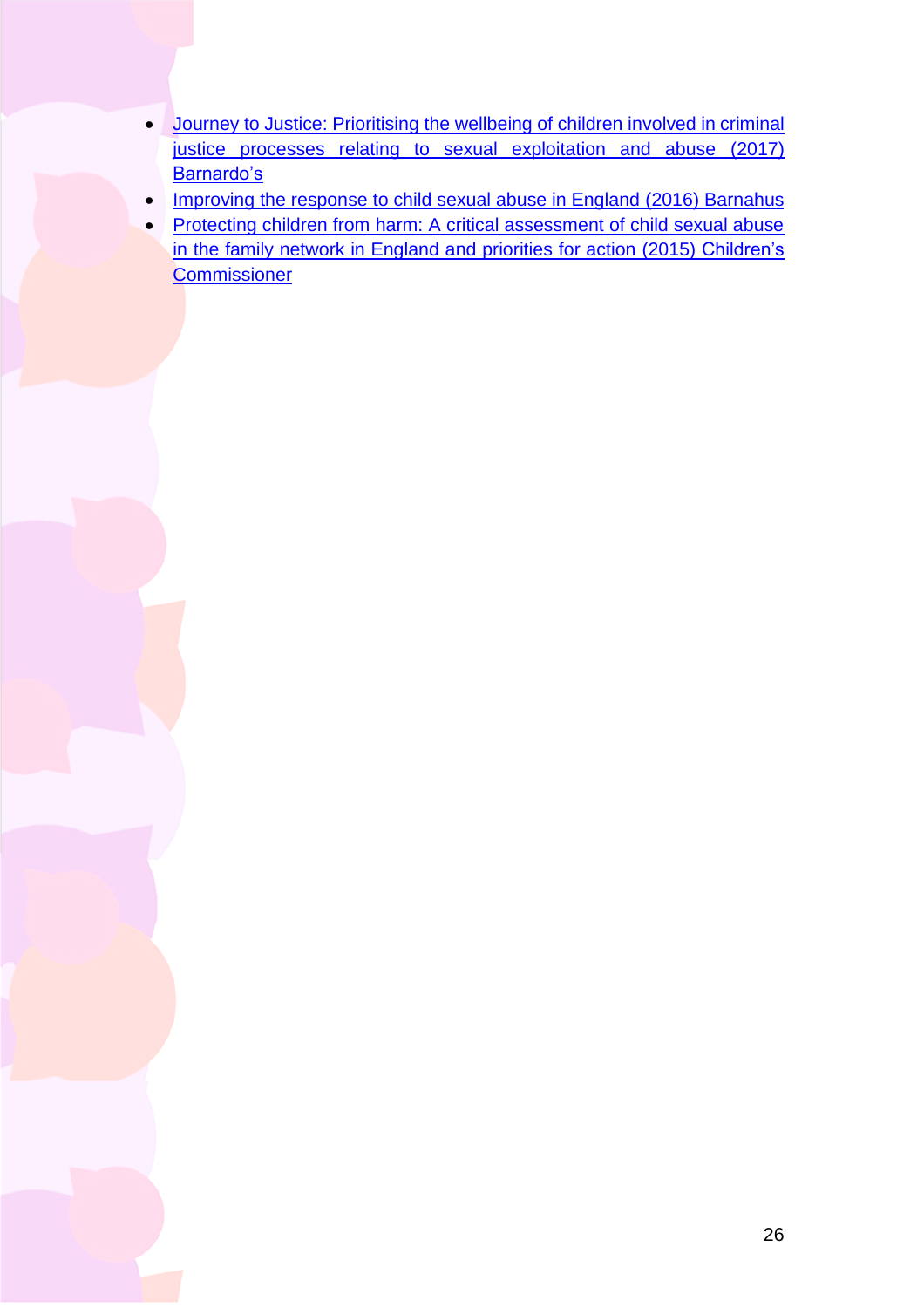- Journey to Justice: Prioritising the wellbeing of children involved in criminal justice processes relating to sexual exploitation and abuse (2017) Barnardo's
- Improving the response to child sexual abuse in England (2016) Barnahus
- Protecting children from harm: A critical assessment of child sexual abuse in the family network in England and priorities for action (2015) Children's Commissioner